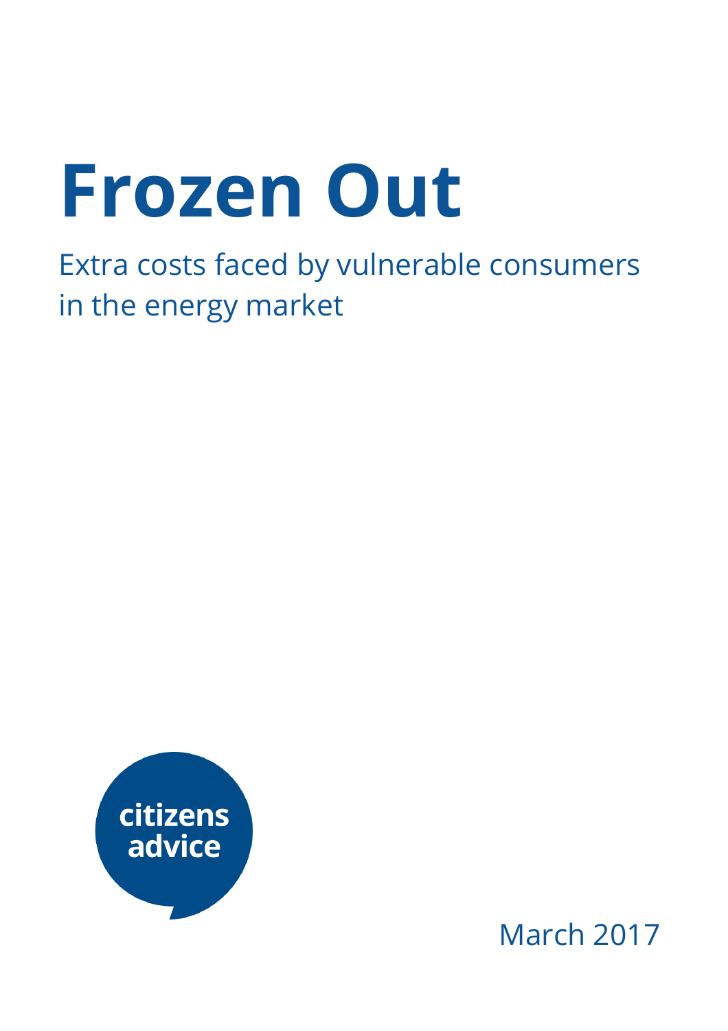# Frozen Out

Extra costs faced by vulnerable consumers in the energy market

citizens advice

March 2017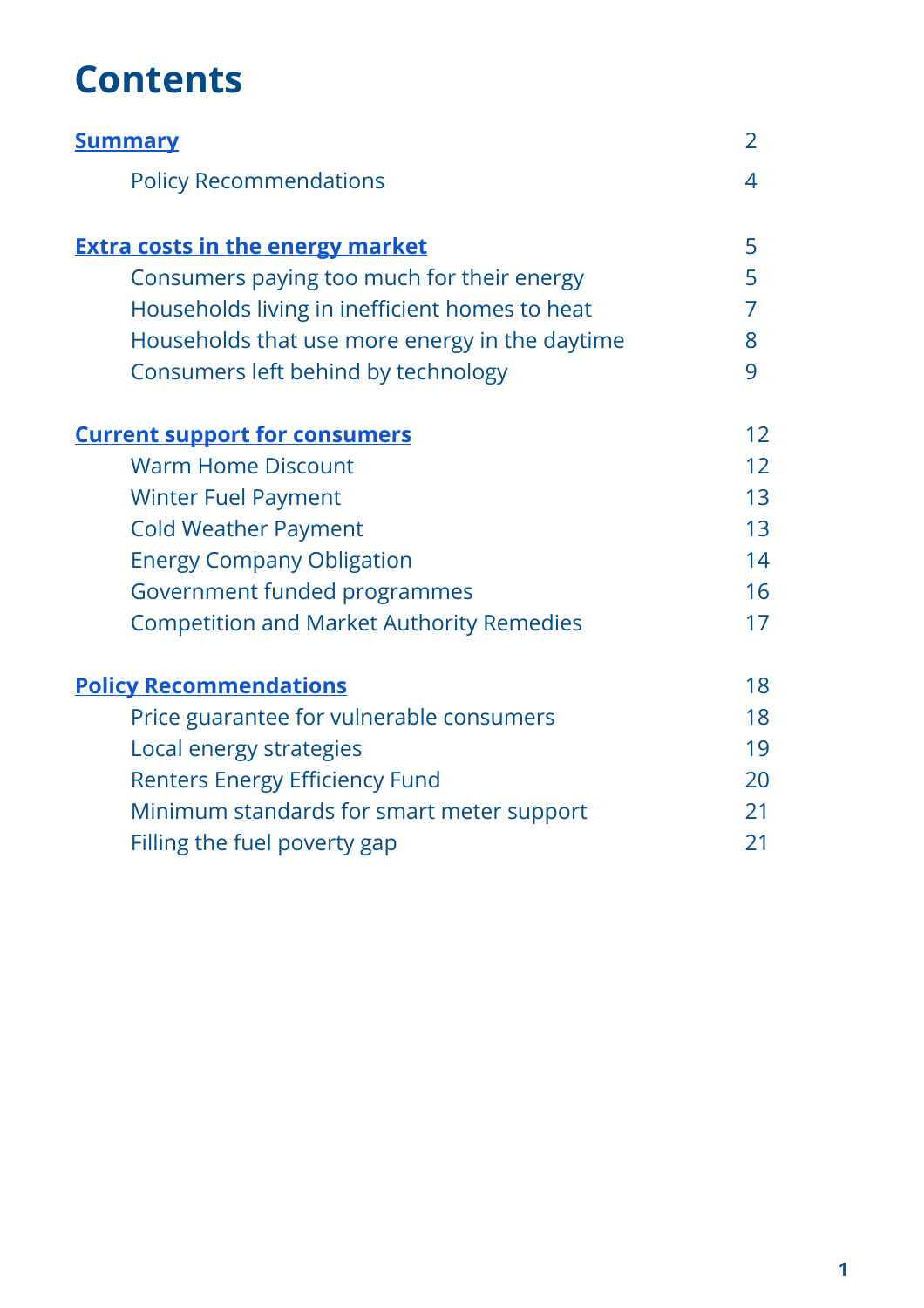# Contents

| | |
|---|---|
| **Summary** | 2 |
| Policy Recommendations | 4 |
| **Extra costs in the energy market** | 5 |
| Consumers paying too much for their energy | 5 |
| Households living in inefficient homes to heat | 7 |
| Households that use more energy in the daytime | 8 |
| Consumers left behind by technology | 9 |
| **Current support for consumers** | 12 |
| Warm Home Discount | 12 |
| Winter Fuel Payment | 13 |
| Cold Weather Payment | 13 |
| Energy Company Obligation | 14 |
| Government funded programmes | 16 |
| Competition and Market Authority Remedies | 17 |
| **Policy Recommendations** | 18 |
| Price guarantee for vulnerable consumers | 18 |
| Local energy strategies | 19 |
| Renters Energy Efficiency Fund | 20 |
| Minimum standards for smart meter support | 21 |
| Filling the fuel poverty gap | 21 |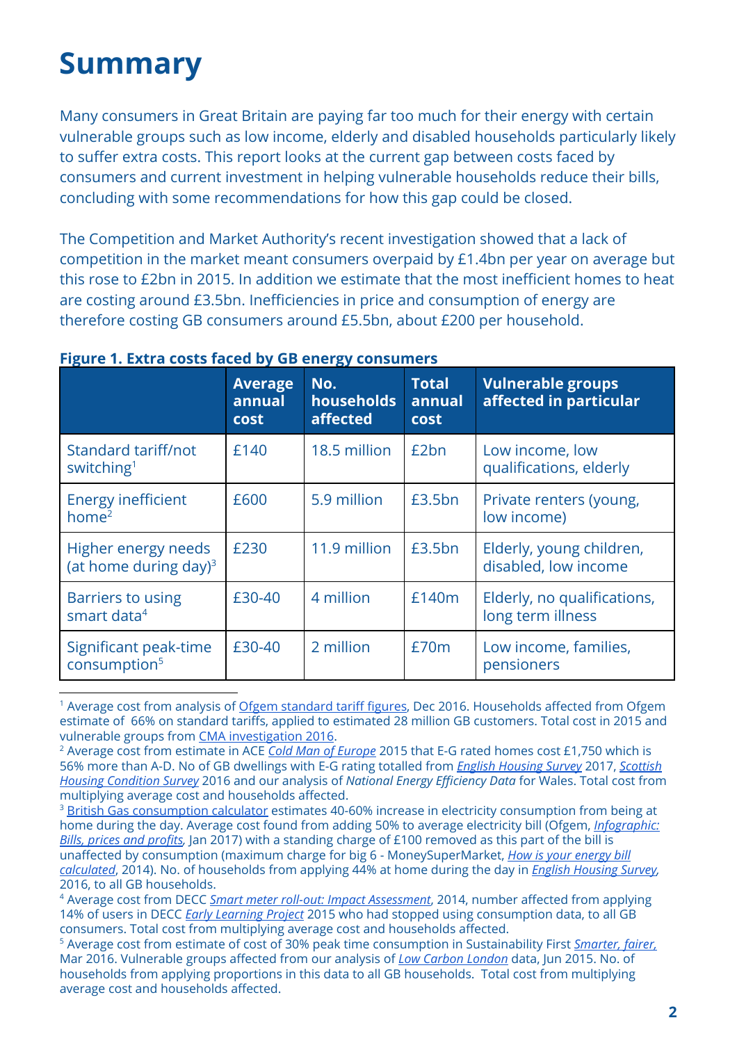# Summary

Many consumers in Great Britain are paying far too much for their energy with certain vulnerable groups such as low income, elderly and disabled households particularly likely to suffer extra costs. This report looks at the current gap between costs faced by consumers and current investment in helping vulnerable households reduce their bills, concluding with some recommendations for how this gap could be closed.

The Competition and Market Authority's recent investigation showed that a lack of competition in the market meant consumers overpaid by £1.4bn per year on average but this rose to £2bn in 2015. In addition we estimate that the most inefficient homes to heat are costing around £3.5bn. Inefficiencies in price and consumption of energy are therefore costing GB consumers around £5.5bn, about £200 per household.

**Figure 1. Extra costs faced by GB energy consumers**

| | Average annual cost | No. households affected | Total annual cost | Vulnerable groups affected in particular |
|---|---|---|---|---|
| Standard tariff/not switching[1] | £140 | 18.5 million | £2bn | Low income, low qualifications, elderly |
| Energy inefficient home[2] | £600 | 5.9 million | £3.5bn | Private renters (young, low income) |
| Higher energy needs (at home during day)[3] | £230 | 11.9 million | £3.5bn | Elderly, young children, disabled, low income |
| Barriers to using smart data[4] | £30-40 | 4 million | £140m | Elderly, no qualifications, long term illness |
| Significant peak-time consumption[5] | £30-40 | 2 million | £70m | Low income, families, pensioners |

[1] Average cost from analysis of Ofgem standard tariff figures, Dec 2016. Households affected from Ofgem estimate of 66% on standard tariffs, applied to estimated 28 million GB customers. Total cost in 2015 and vulnerable groups from CMA investigation 2016.

[2] Average cost from estimate in ACE *Cold Man of Europe* 2015 that E-G rated homes cost £1,750 which is 56% more than A-D. No of GB dwellings with E-G rating totalled from *English Housing Survey* 2017, *Scottish Housing Condition Survey* 2016 and our analysis of *National Energy Efficiency Data* for Wales. Total cost from multiplying average cost and households affected.

[3] British Gas consumption calculator estimates 40-60% increase in electricity consumption from being at home during the day. Average cost found from adding 50% to average electricity bill (Ofgem, *Infographic: Bills, prices and profits,* Jan 2017) with a standing charge of £100 removed as this part of the bill is unaffected by consumption (maximum charge for big 6 - MoneySuperMarket, *How is your energy bill calculated*, 2014). No. of households from applying 44% at home during the day in *English Housing Survey*, 2016, to all GB households.

[4] Average cost from DECC *Smart meter roll-out: Impact Assessment*, 2014, number affected from applying 14% of users in DECC *Early Learning Project* 2015 who had stopped using consumption data, to all GB consumers. Total cost from multiplying average cost and households affected.

[5] Average cost from estimate of cost of 30% peak time consumption in Sustainability First *Smarter, fairer,* Mar 2016. Vulnerable groups affected from our analysis of *Low Carbon London* data, Jun 2015. No. of households from applying proportions in this data to all GB households. Total cost from multiplying average cost and households affected.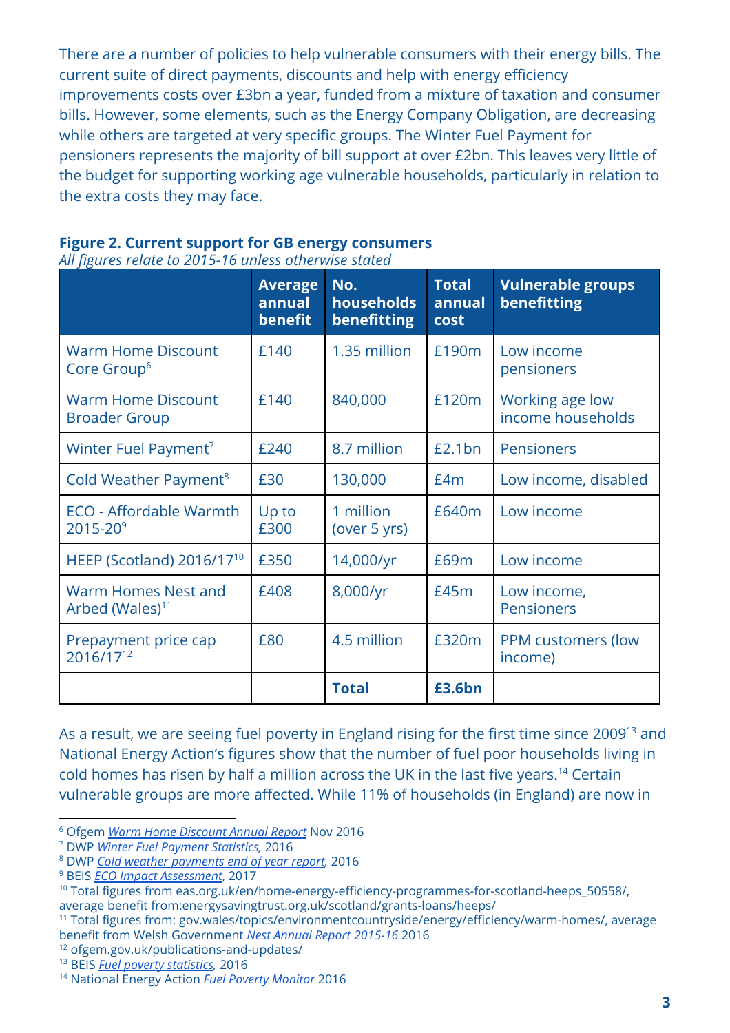There are a number of policies to help vulnerable consumers with their energy bills. The current suite of direct payments, discounts and help with energy efficiency improvements costs over £3bn a year, funded from a mixture of taxation and consumer bills. However, some elements, such as the Energy Company Obligation, are decreasing while others are targeted at very specific groups. The Winter Fuel Payment for pensioners represents the majority of bill support at over £2bn. This leaves very little of the budget for supporting working age vulnerable households, particularly in relation to the extra costs they may face.

**Figure 2. Current support for GB energy consumers**
*All figures relate to 2015-16 unless otherwise stated*

| | Average annual benefit | No. households benefitting | Total annual cost | Vulnerable groups benefitting |
|---|---|---|---|---|
| Warm Home Discount Core Group[6] | £140 | 1.35 million | £190m | Low income pensioners |
| Warm Home Discount Broader Group | £140 | 840,000 | £120m | Working age low income households |
| Winter Fuel Payment[7] | £240 | 8.7 million | £2.1bn | Pensioners |
| Cold Weather Payment[8] | £30 | 130,000 | £4m | Low income, disabled |
| ECO - Affordable Warmth 2015-20[9] | Up to £300 | 1 million (over 5 yrs) | £640m | Low income |
| HEEP (Scotland) 2016/17[10] | £350 | 14,000/yr | £69m | Low income |
| Warm Homes Nest and Arbed (Wales)[11] | £408 | 8,000/yr | £45m | Low income, Pensioners |
| Prepayment price cap 2016/17[12] | £80 | 4.5 million | £320m | PPM customers (low income) |
| | | **Total** | **£3.6bn** | |

As a result, we are seeing fuel poverty in England rising for the first time since 2009[13] and National Energy Action's figures show that the number of fuel poor households living in cold homes has risen by half a million across the UK in the last five years.[14] Certain vulnerable groups are more affected. While 11% of households (in England) are now in

---

[6] Ofgem *Warm Home Discount Annual Report* Nov 2016
[7] DWP *Winter Fuel Payment Statistics*, 2016
[8] DWP *Cold weather payments end of year report*, 2016
[9] BEIS *ECO Impact Assessment*, 2017
[10] Total figures from eas.org.uk/en/home-energy-efficiency-programmes-for-scotland-heeps_50558/, average benefit from:energysavingtrust.org.uk/scotland/grants-loans/heeps/
[11] Total figures from: gov.wales/topics/environmentcountryside/energy/efficiency/warm-homes/, average benefit from Welsh Government *Nest Annual Report 2015-16* 2016
[12] ofgem.gov.uk/publications-and-updates/
[13] BEIS *Fuel poverty statistics*, 2016
[14] National Energy Action *Fuel Poverty Monitor* 2016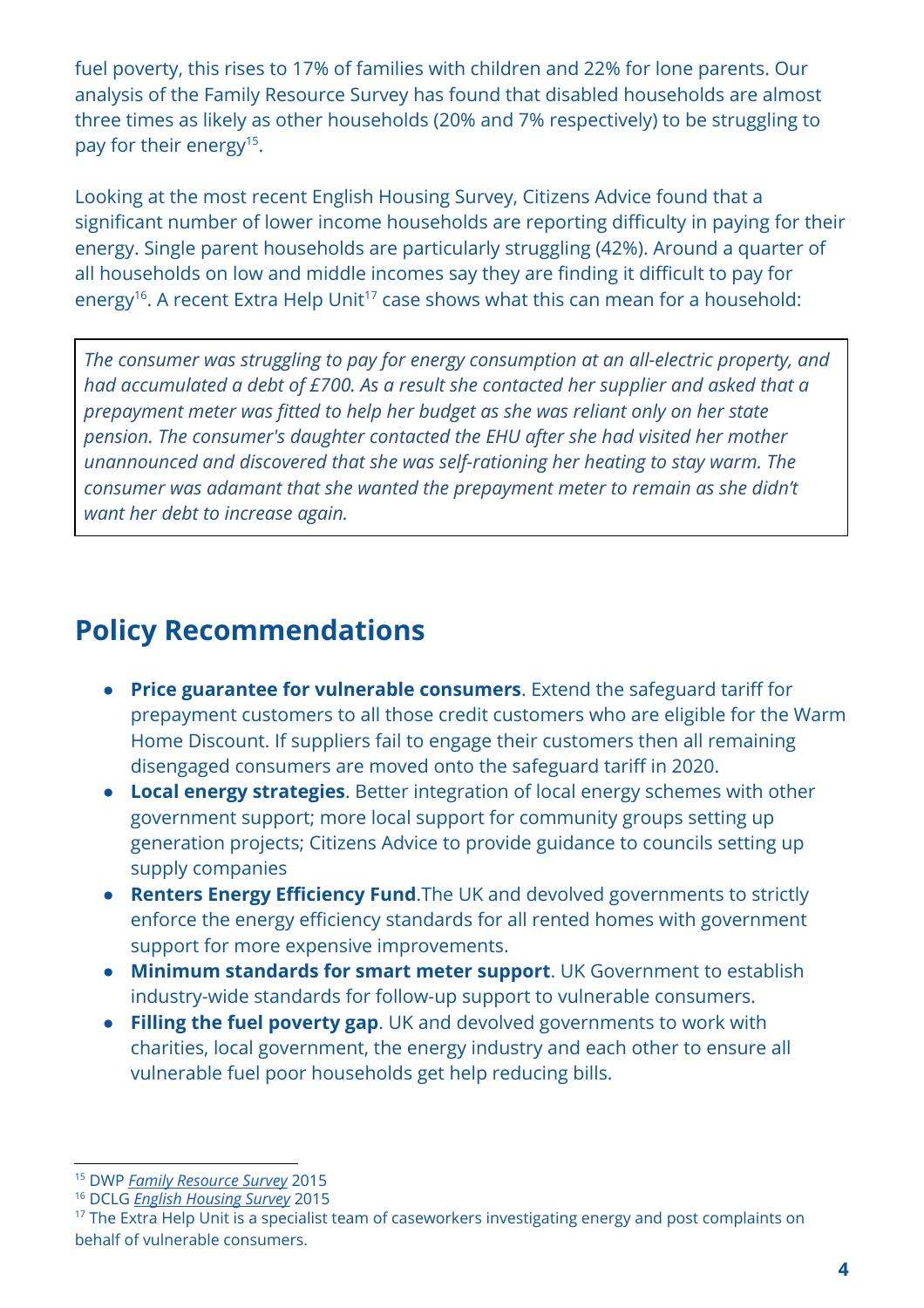fuel poverty, this rises to 17% of families with children and 22% for lone parents. Our analysis of the Family Resource Survey has found that disabled households are almost three times as likely as other households (20% and 7% respectively) to be struggling to pay for their energy[15].

Looking at the most recent English Housing Survey, Citizens Advice found that a significant number of lower income households are reporting difficulty in paying for their energy. Single parent households are particularly struggling (42%). Around a quarter of all households on low and middle incomes say they are finding it difficult to pay for energy[16]. A recent Extra Help Unit[17] case shows what this can mean for a household:

> *The consumer was struggling to pay for energy consumption at an all-electric property, and had accumulated a debt of £700. As a result she contacted her supplier and asked that a prepayment meter was fitted to help her budget as she was reliant only on her state pension. The consumer's daughter contacted the EHU after she had visited her mother unannounced and discovered that she was self-rationing her heating to stay warm. The consumer was adamant that she wanted the prepayment meter to remain as she didn't want her debt to increase again.*

## Policy Recommendations

- **Price guarantee for vulnerable consumers**. Extend the safeguard tariff for prepayment customers to all those credit customers who are eligible for the Warm Home Discount. If suppliers fail to engage their customers then all remaining disengaged consumers are moved onto the safeguard tariff in 2020.
- **Local energy strategies**. Better integration of local energy schemes with other government support; more local support for community groups setting up generation projects; Citizens Advice to provide guidance to councils setting up supply companies
- **Renters Energy Efficiency Fund**.The UK and devolved governments to strictly enforce the energy efficiency standards for all rented homes with government support for more expensive improvements.
- **Minimum standards for smart meter support**. UK Government to establish industry-wide standards for follow-up support to vulnerable consumers.
- **Filling the fuel poverty gap**. UK and devolved governments to work with charities, local government, the energy industry and each other to ensure all vulnerable fuel poor households get help reducing bills.

---

[15] DWP *Family Resource Survey* 2015

[16] DCLG *English Housing Survey* 2015

[17] The Extra Help Unit is a specialist team of caseworkers investigating energy and post complaints on behalf of vulnerable consumers.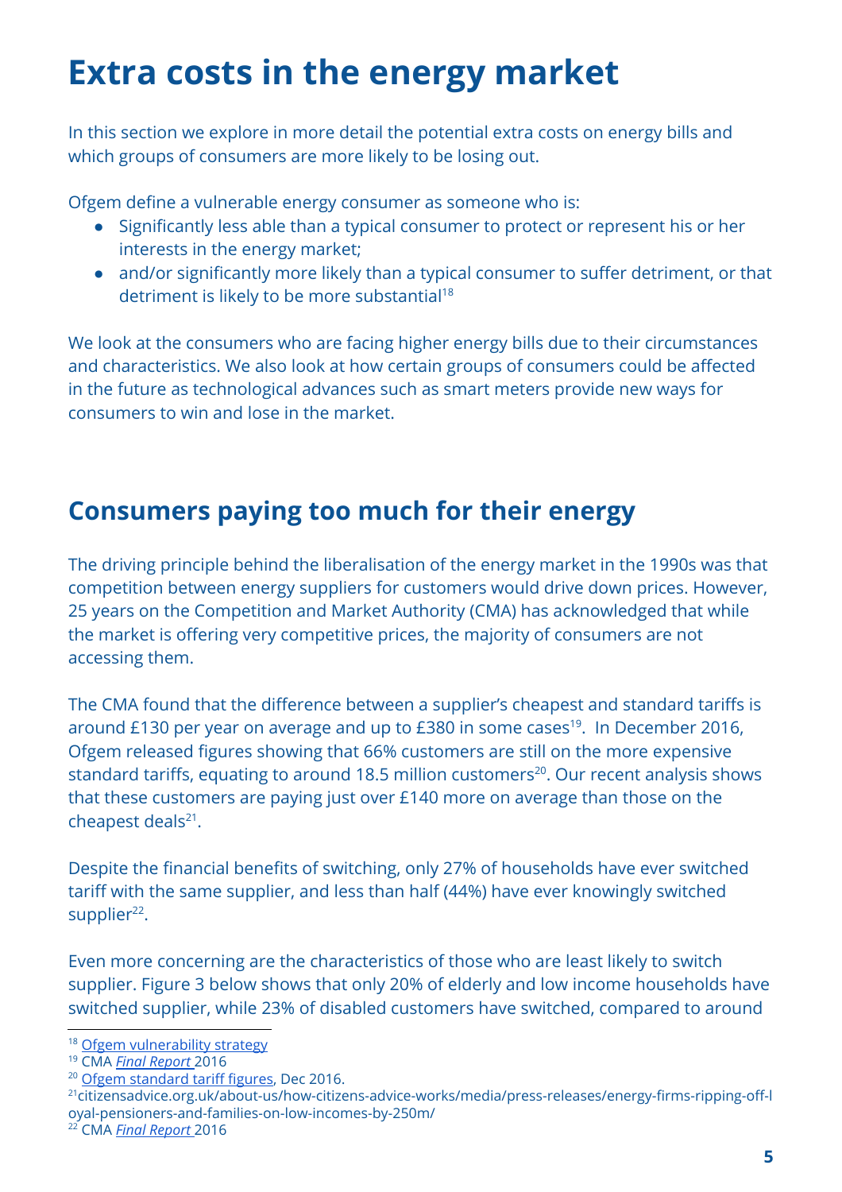# Extra costs in the energy market

In this section we explore in more detail the potential extra costs on energy bills and which groups of consumers are more likely to be losing out.

Ofgem define a vulnerable energy consumer as someone who is:

- Significantly less able than a typical consumer to protect or represent his or her interests in the energy market;
- and/or significantly more likely than a typical consumer to suffer detriment, or that detriment is likely to be more substantial[18]

We look at the consumers who are facing higher energy bills due to their circumstances and characteristics. We also look at how certain groups of consumers could be affected in the future as technological advances such as smart meters provide new ways for consumers to win and lose in the market.

## Consumers paying too much for their energy

The driving principle behind the liberalisation of the energy market in the 1990s was that competition between energy suppliers for customers would drive down prices. However, 25 years on the Competition and Market Authority (CMA) has acknowledged that while the market is offering very competitive prices, the majority of consumers are not accessing them.

The CMA found that the difference between a supplier's cheapest and standard tariffs is around £130 per year on average and up to £380 in some cases[19]. In December 2016, Ofgem released figures showing that 66% customers are still on the more expensive standard tariffs, equating to around 18.5 million customers[20]. Our recent analysis shows that these customers are paying just over £140 more on average than those on the cheapest deals[21].

Despite the financial benefits of switching, only 27% of households have ever switched tariff with the same supplier, and less than half (44%) have ever knowingly switched supplier[22].

Even more concerning are the characteristics of those who are least likely to switch supplier. Figure 3 below shows that only 20% of elderly and low income households have switched supplier, while 23% of disabled customers have switched, compared to around

---

[18] Ofgem vulnerability strategy

[19] CMA *Final Report* 2016

[20] Ofgem standard tariff figures, Dec 2016.

[21] citizensadvice.org.uk/about-us/how-citizens-advice-works/media/press-releases/energy-firms-ripping-off-loyal-pensioners-and-families-on-low-incomes-by-250m/

[22] CMA *Final Report* 2016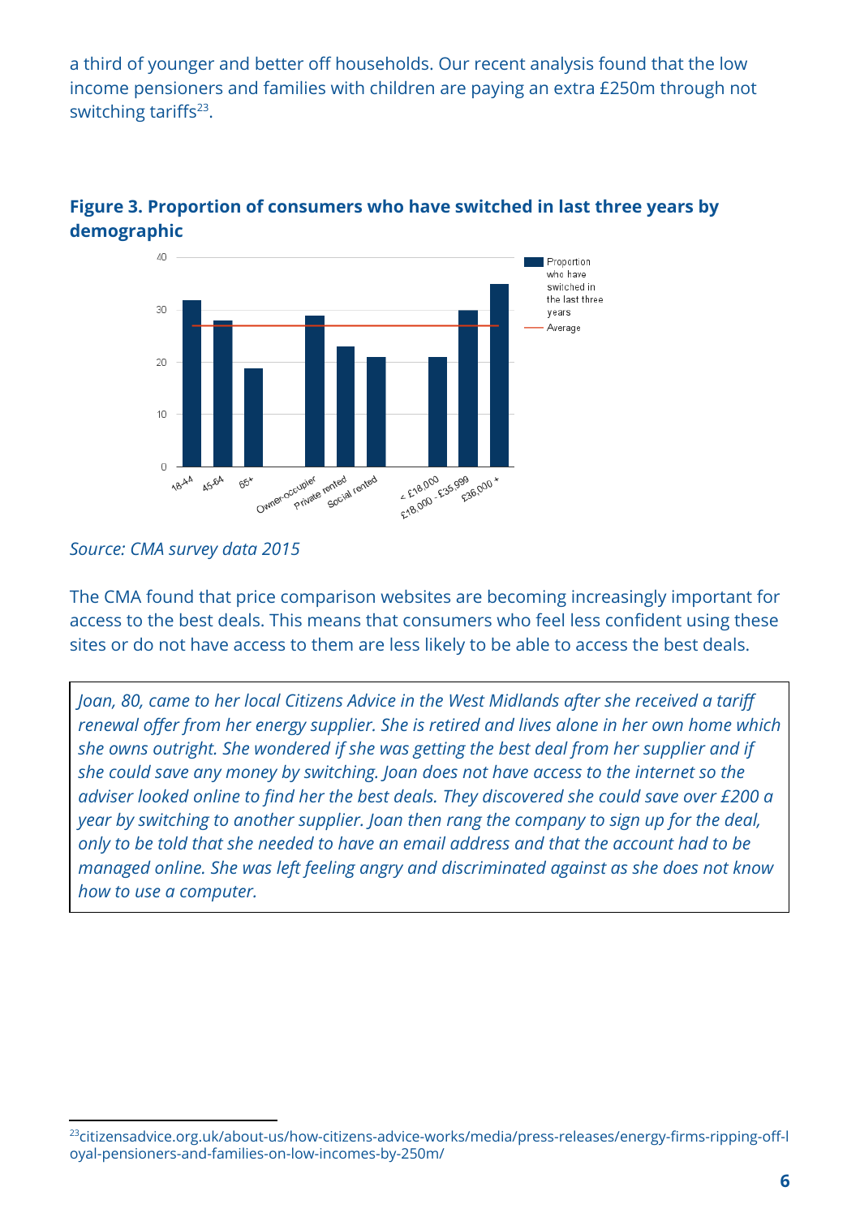a third of younger and better off households. Our recent analysis found that the low income pensioners and families with children are paying an extra £250m through not switching tariffs[23].

**Figure 3. Proportion of consumers who have switched in last three years by demographic**

*Source: CMA survey data 2015*

The CMA found that price comparison websites are becoming increasingly important for access to the best deals. This means that consumers who feel less confident using these sites or do not have access to them are less likely to be able to access the best deals.

> *Joan, 80, came to her local Citizens Advice in the West Midlands after she received a tariff renewal offer from her energy supplier. She is retired and lives alone in her own home which she owns outright. She wondered if she was getting the best deal from her supplier and if she could save any money by switching. Joan does not have access to the internet so the adviser looked online to find her the best deals. They discovered she could save over £200 a year by switching to another supplier. Joan then rang the company to sign up for the deal, only to be told that she needed to have an email address and that the account had to be managed online. She was left feeling angry and discriminated against as she does not know how to use a computer.*

[23] citizensadvice.org.uk/about-us/how-citizens-advice-works/media/press-releases/energy-firms-ripping-off-loyal-pensioners-and-families-on-low-incomes-by-250m/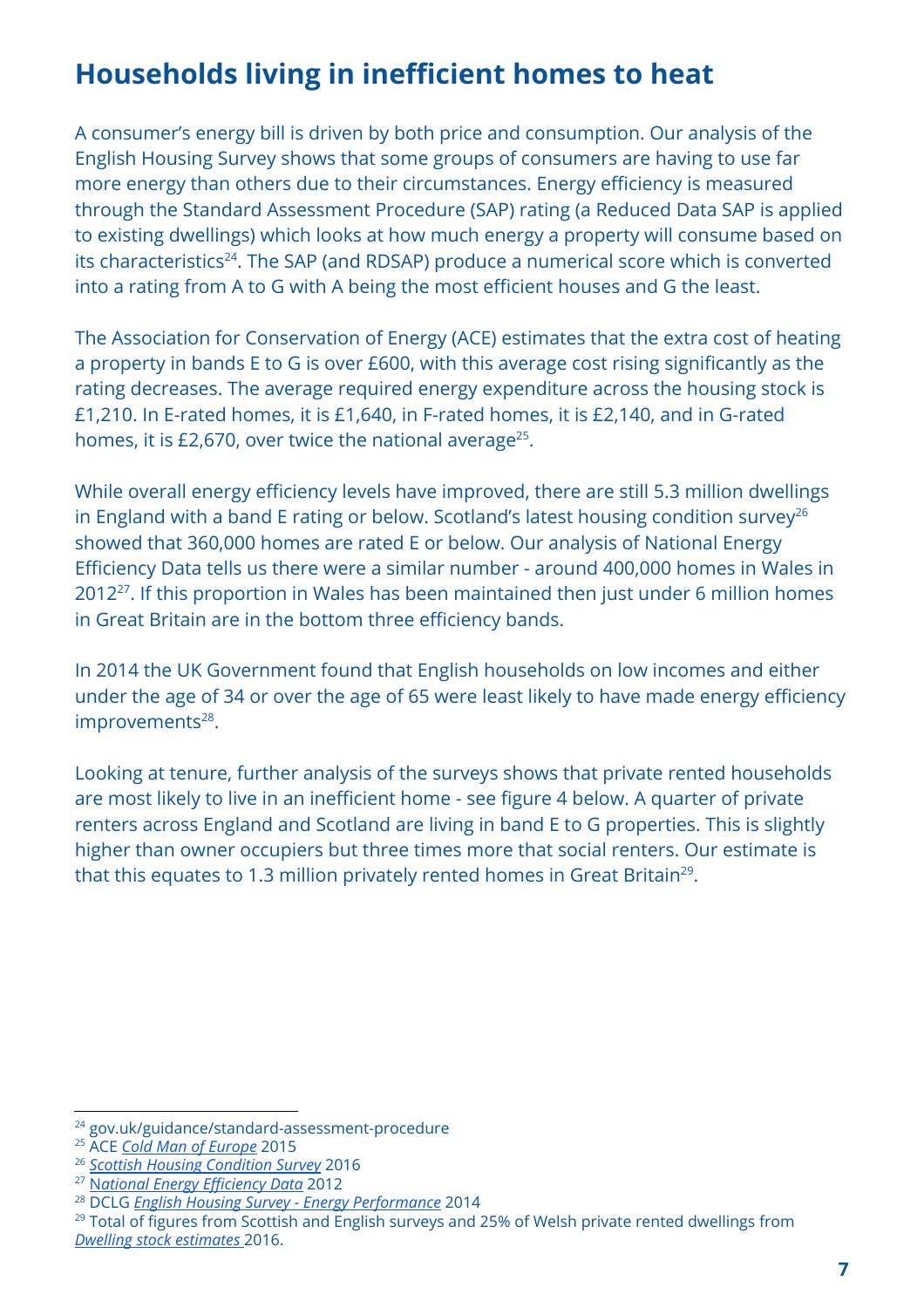## Households living in inefficient homes to heat

A consumer's energy bill is driven by both price and consumption. Our analysis of the English Housing Survey shows that some groups of consumers are having to use far more energy than others due to their circumstances. Energy efficiency is measured through the Standard Assessment Procedure (SAP) rating (a Reduced Data SAP is applied to existing dwellings) which looks at how much energy a property will consume based on its characteristics[24]. The SAP (and RDSAP) produce a numerical score which is converted into a rating from A to G with A being the most efficient houses and G the least.

The Association for Conservation of Energy (ACE) estimates that the extra cost of heating a property in bands E to G is over £600, with this average cost rising significantly as the rating decreases. The average required energy expenditure across the housing stock is £1,210. In E-rated homes, it is £1,640, in F-rated homes, it is £2,140, and in G-rated homes, it is £2,670, over twice the national average[25].

While overall energy efficiency levels have improved, there are still 5.3 million dwellings in England with a band E rating or below. Scotland's latest housing condition survey[26] showed that 360,000 homes are rated E or below. Our analysis of National Energy Efficiency Data tells us there were a similar number - around 400,000 homes in Wales in 2012[27]. If this proportion in Wales has been maintained then just under 6 million homes in Great Britain are in the bottom three efficiency bands.

In 2014 the UK Government found that English households on low incomes and either under the age of 34 or over the age of 65 were least likely to have made energy efficiency improvements[28].

Looking at tenure, further analysis of the surveys shows that private rented households are most likely to live in an inefficient home - see figure 4 below. A quarter of private renters across England and Scotland are living in band E to G properties. This is slightly higher than owner occupiers but three times more that social renters. Our estimate is that this equates to 1.3 million privately rented homes in Great Britain[29].

---

[24] gov.uk/guidance/standard-assessment-procedure

[25] ACE *Cold Man of Europe* 2015

[26] *Scottish Housing Condition Survey* 2016

[27] *National Energy Efficiency Data* 2012

[28] DCLG *English Housing Survey - Energy Performance* 2014

[29] Total of figures from Scottish and English surveys and 25% of Welsh private rented dwellings from *Dwelling stock estimates* 2016.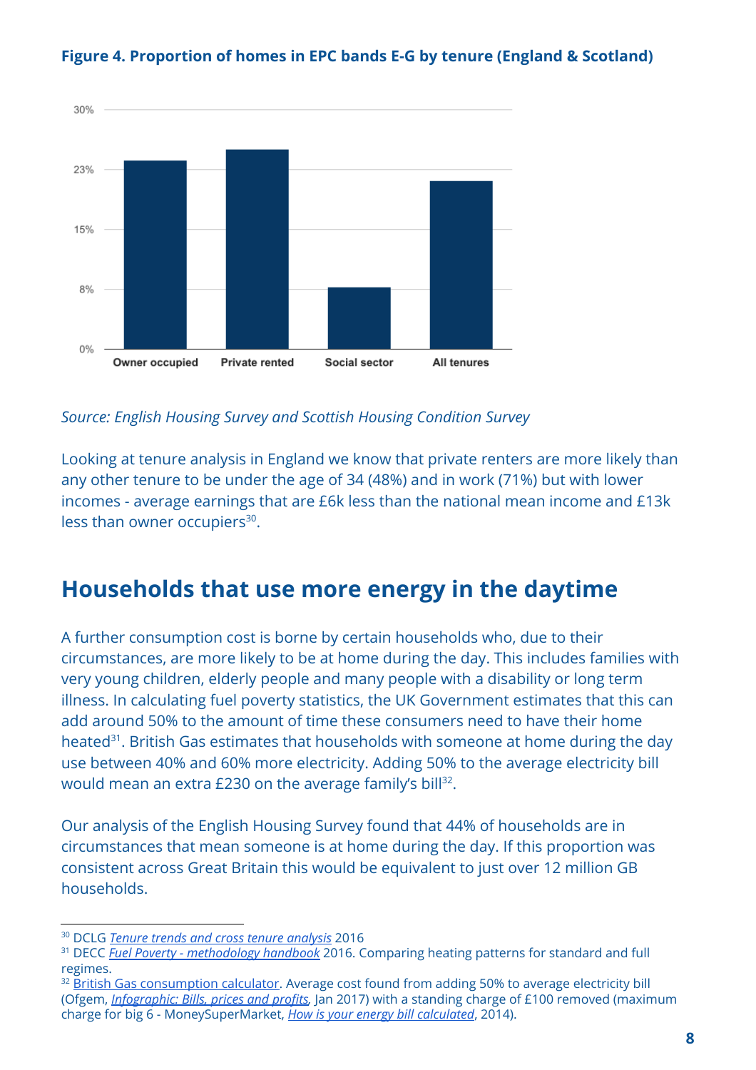**Figure 4. Proportion of homes in EPC bands E-G by tenure (England & Scotland)**

Source: English Housing Survey and Scottish Housing Condition Survey

Looking at tenure analysis in England we know that private renters are more likely than any other tenure to be under the age of 34 (48%) and in work (71%) but with lower incomes - average earnings that are £6k less than the national mean income and £13k less than owner occupiers[30].

## Households that use more energy in the daytime

A further consumption cost is borne by certain households who, due to their circumstances, are more likely to be at home during the day. This includes families with very young children, elderly people and many people with a disability or long term illness. In calculating fuel poverty statistics, the UK Government estimates that this can add around 50% to the amount of time these consumers need to have their home heated[31]. British Gas estimates that households with someone at home during the day use between 40% and 60% more electricity. Adding 50% to the average electricity bill would mean an extra £230 on the average family's bill[32].

Our analysis of the English Housing Survey found that 44% of households are in circumstances that mean someone is at home during the day. If this proportion was consistent across Great Britain this would be equivalent to just over 12 million GB households.

---

[30] DCLG *Tenure trends and cross tenure analysis* 2016

[31] DECC *Fuel Poverty - methodology handbook* 2016. Comparing heating patterns for standard and full regimes.

[32] British Gas consumption calculator. Average cost found from adding 50% to average electricity bill (Ofgem, *Infographic: Bills, prices and profits*, Jan 2017) with a standing charge of £100 removed (maximum charge for big 6 - MoneySuperMarket, *How is your energy bill calculated*, 2014).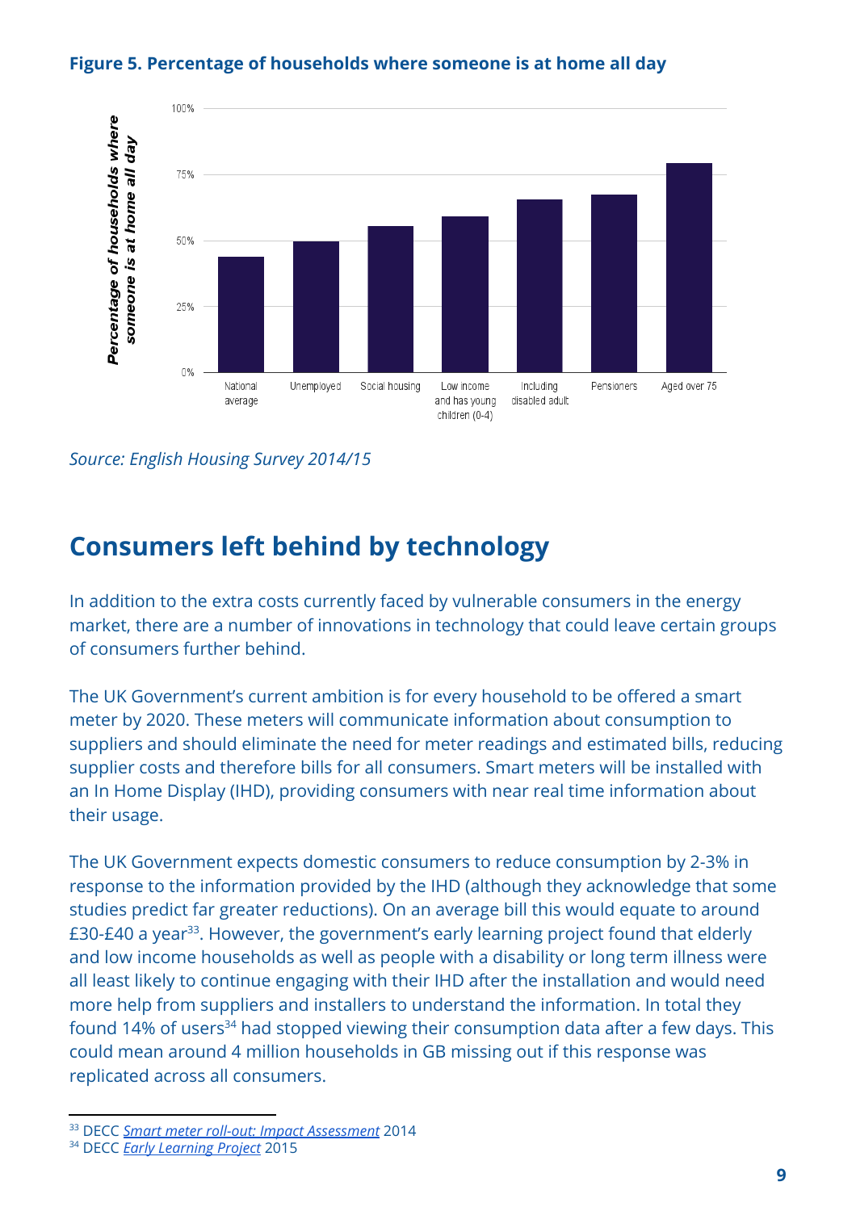**Figure 5. Percentage of households where someone is at home all day**

*Source: English Housing Survey 2014/15*

## Consumers left behind by technology

In addition to the extra costs currently faced by vulnerable consumers in the energy market, there are a number of innovations in technology that could leave certain groups of consumers further behind.

The UK Government's current ambition is for every household to be offered a smart meter by 2020. These meters will communicate information about consumption to suppliers and should eliminate the need for meter readings and estimated bills, reducing supplier costs and therefore bills for all consumers. Smart meters will be installed with an In Home Display (IHD), providing consumers with near real time information about their usage.

The UK Government expects domestic consumers to reduce consumption by 2-3% in response to the information provided by the IHD (although they acknowledge that some studies predict far greater reductions). On an average bill this would equate to around £30-£40 a year[33]. However, the government's early learning project found that elderly and low income households as well as people with a disability or long term illness were all least likely to continue engaging with their IHD after the installation and would need more help from suppliers and installers to understand the information. In total they found 14% of users[34] had stopped viewing their consumption data after a few days. This could mean around 4 million households in GB missing out if this response was replicated across all consumers.

[33] DECC *Smart meter roll-out: Impact Assessment* 2014
[34] DECC *Early Learning Project* 2015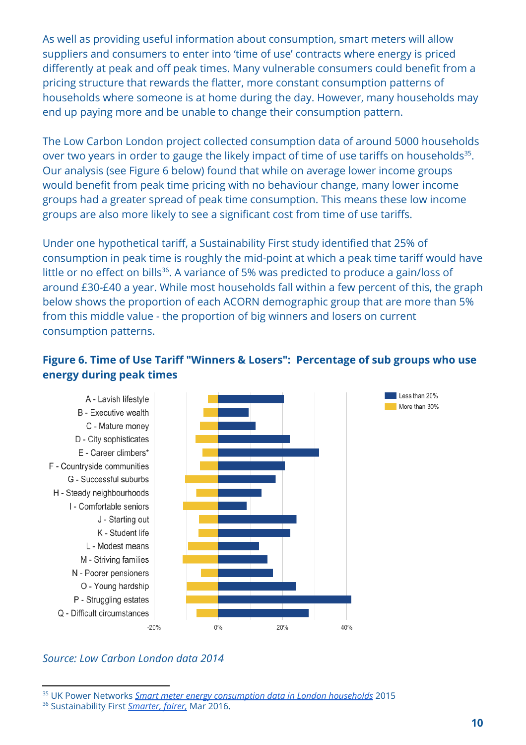As well as providing useful information about consumption, smart meters will allow suppliers and consumers to enter into 'time of use' contracts where energy is priced differently at peak and off peak times. Many vulnerable consumers could benefit from a pricing structure that rewards the flatter, more constant consumption patterns of households where someone is at home during the day. However, many households may end up paying more and be unable to change their consumption pattern.

The Low Carbon London project collected consumption data of around 5000 households over two years in order to gauge the likely impact of time of use tariffs on households[35]. Our analysis (see Figure 6 below) found that while on average lower income groups would benefit from peak time pricing with no behaviour change, many lower income groups had a greater spread of peak time consumption. This means these low income groups are also more likely to see a significant cost from time of use tariffs.

Under one hypothetical tariff, a Sustainability First study identified that 25% of consumption in peak time is roughly the mid-point at which a peak time tariff would have little or no effect on bills[36]. A variance of 5% was predicted to produce a gain/loss of around £30-£40 a year. While most households fall within a few percent of this, the graph below shows the proportion of each ACORN demographic group that are more than 5% from this middle value - the proportion of big winners and losers on current consumption patterns.

**Figure 6. Time of Use Tariff "Winners & Losers": Percentage of sub groups who use energy during peak times**

| ACORN group | Less than 20% | More than 30% |
|---|---|---|
| A - Lavish lifestyle | ~20% | ~-3% |
| B - Executive wealth | ~10% | ~-4% |
| C - Mature money | ~12% | ~-5% |
| D - City sophisticates | ~22% | ~-7% |
| E - Career climbers* | ~32% | ~-5% |
| F - Countryside communities | ~21% | ~-5% |
| G - Successful suburbs | ~18% | ~-10% |
| H - Steady neighbourhoods | ~14% | ~-7% |
| I - Comfortable seniors | ~9% | ~-11% |
| J - Starting out | ~25% | ~-6% |
| K - Student life | ~23% | ~-6% |
| L - Modest means | ~13% | ~-9% |
| M - Striving families | ~16% | ~-11% |
| N - Poorer pensioners | ~17% | ~-5% |
| O - Young hardship | ~24% | ~-10% |
| P - Struggling estates | ~42% | ~-10% |
| Q - Difficult circumstances | ~28% | ~-7% |

*Source: Low Carbon London data 2014*

---

[35] UK Power Networks *Smart meter energy consumption data in London households* 2015

[36] Sustainability First *Smarter, fairer,* Mar 2016.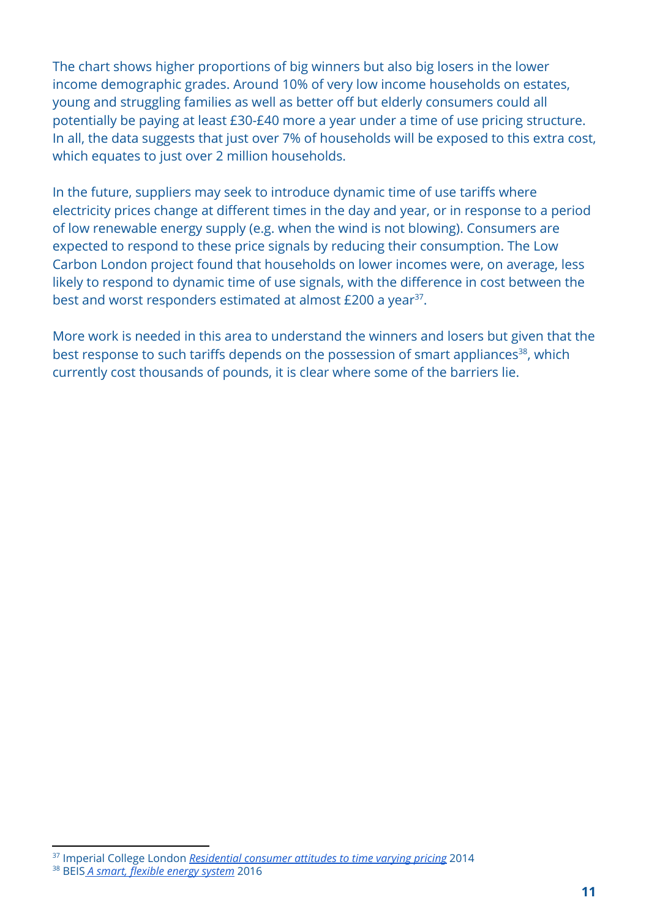The chart shows higher proportions of big winners but also big losers in the lower income demographic grades. Around 10% of very low income households on estates, young and struggling families as well as better off but elderly consumers could all potentially be paying at least £30-£40 more a year under a time of use pricing structure. In all, the data suggests that just over 7% of households will be exposed to this extra cost, which equates to just over 2 million households.

In the future, suppliers may seek to introduce dynamic time of use tariffs where electricity prices change at different times in the day and year, or in response to a period of low renewable energy supply (e.g. when the wind is not blowing). Consumers are expected to respond to these price signals by reducing their consumption. The Low Carbon London project found that households on lower incomes were, on average, less likely to respond to dynamic time of use signals, with the difference in cost between the best and worst responders estimated at almost £200 a year[37].

More work is needed in this area to understand the winners and losers but given that the best response to such tariffs depends on the possession of smart appliances[38], which currently cost thousands of pounds, it is clear where some of the barriers lie.

---

[37] Imperial College London *Residential consumer attitudes to time varying pricing* 2014

[38] BEIS *A smart, flexible energy system* 2016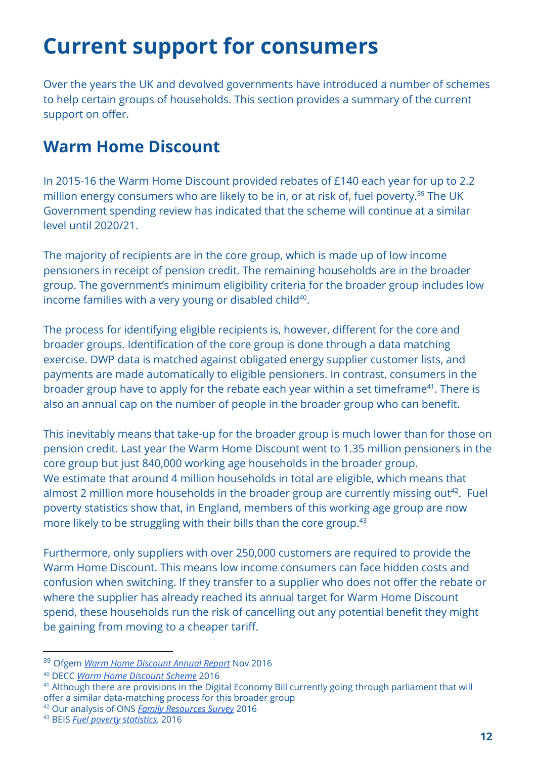# Current support for consumers

Over the years the UK and devolved governments have introduced a number of schemes to help certain groups of households. This section provides a summary of the current support on offer.

## Warm Home Discount

In 2015-16 the Warm Home Discount provided rebates of £140 each year for up to 2.2 million energy consumers who are likely to be in, or at risk of, fuel poverty.[39] The UK Government spending review has indicated that the scheme will continue at a similar level until 2020/21.

The majority of recipients are in the core group, which is made up of low income pensioners in receipt of pension credit. The remaining households are in the broader group. The government's minimum eligibility criteria for the broader group includes low income families with a very young or disabled child[40].

The process for identifying eligible recipients is, however, different for the core and broader groups. Identification of the core group is done through a data matching exercise. DWP data is matched against obligated energy supplier customer lists, and payments are made automatically to eligible pensioners. In contrast, consumers in the broader group have to apply for the rebate each year within a set timeframe[41]. There is also an annual cap on the number of people in the broader group who can benefit.

This inevitably means that take-up for the broader group is much lower than for those on pension credit. Last year the Warm Home Discount went to 1.35 million pensioners in the core group but just 840,000 working age households in the broader group. We estimate that around 4 million households in total are eligible, which means that almost 2 million more households in the broader group are currently missing out[42]. Fuel poverty statistics show that, in England, members of this working age group are now more likely to be struggling with their bills than the core group.[43]

Furthermore, only suppliers with over 250,000 customers are required to provide the Warm Home Discount. This means low income consumers can face hidden costs and confusion when switching. If they transfer to a supplier who does not offer the rebate or where the supplier has already reached its annual target for Warm Home Discount spend, these households run the risk of cancelling out any potential benefit they might be gaining from moving to a cheaper tariff.

---

[39] Ofgem *Warm Home Discount Annual Report* Nov 2016

[40] DECC *Warm Home Discount Scheme* 2016

[41] Although there are provisions in the Digital Economy Bill currently going through parliament that will offer a similar data-matching process for this broader group

[42] Our analysis of ONS *Family Resources Survey* 2016

[43] BEIS *Fuel poverty statistics,* 2016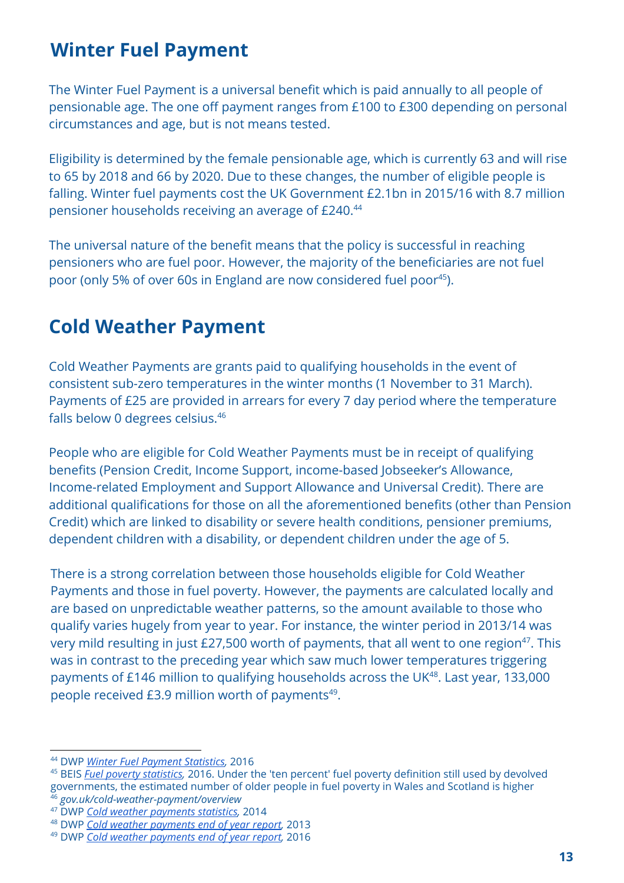## Winter Fuel Payment

The Winter Fuel Payment is a universal benefit which is paid annually to all people of pensionable age. The one off payment ranges from £100 to £300 depending on personal circumstances and age, but is not means tested.

Eligibility is determined by the female pensionable age, which is currently 63 and will rise to 65 by 2018 and 66 by 2020. Due to these changes, the number of eligible people is falling. Winter fuel payments cost the UK Government £2.1bn in 2015/16 with 8.7 million pensioner households receiving an average of £240.[44]

The universal nature of the benefit means that the policy is successful in reaching pensioners who are fuel poor. However, the majority of the beneficiaries are not fuel poor (only 5% of over 60s in England are now considered fuel poor[45]).

## Cold Weather Payment

Cold Weather Payments are grants paid to qualifying households in the event of consistent sub-zero temperatures in the winter months (1 November to 31 March). Payments of £25 are provided in arrears for every 7 day period where the temperature falls below 0 degrees celsius.[46]

People who are eligible for Cold Weather Payments must be in receipt of qualifying benefits (Pension Credit, Income Support, income-based Jobseeker's Allowance, Income-related Employment and Support Allowance and Universal Credit). There are additional qualifications for those on all the aforementioned benefits (other than Pension Credit) which are linked to disability or severe health conditions, pensioner premiums, dependent children with a disability, or dependent children under the age of 5.

There is a strong correlation between those households eligible for Cold Weather Payments and those in fuel poverty. However, the payments are calculated locally and are based on unpredictable weather patterns, so the amount available to those who qualify varies hugely from year to year. For instance, the winter period in 2013/14 was very mild resulting in just £27,500 worth of payments, that all went to one region[47]. This was in contrast to the preceding year which saw much lower temperatures triggering payments of £146 million to qualifying households across the UK[48]. Last year, 133,000 people received £3.9 million worth of payments[49].

---

[44] DWP *Winter Fuel Payment Statistics*, 2016
[45] BEIS *Fuel poverty statistics*, 2016. Under the 'ten percent' fuel poverty definition still used by devolved governments, the estimated number of older people in fuel poverty in Wales and Scotland is higher
[46] *gov.uk/cold-weather-payment/overview*
[47] DWP *Cold weather payments statistics*, 2014
[48] DWP *Cold weather payments end of year report*, 2013
[49] DWP *Cold weather payments end of year report*, 2016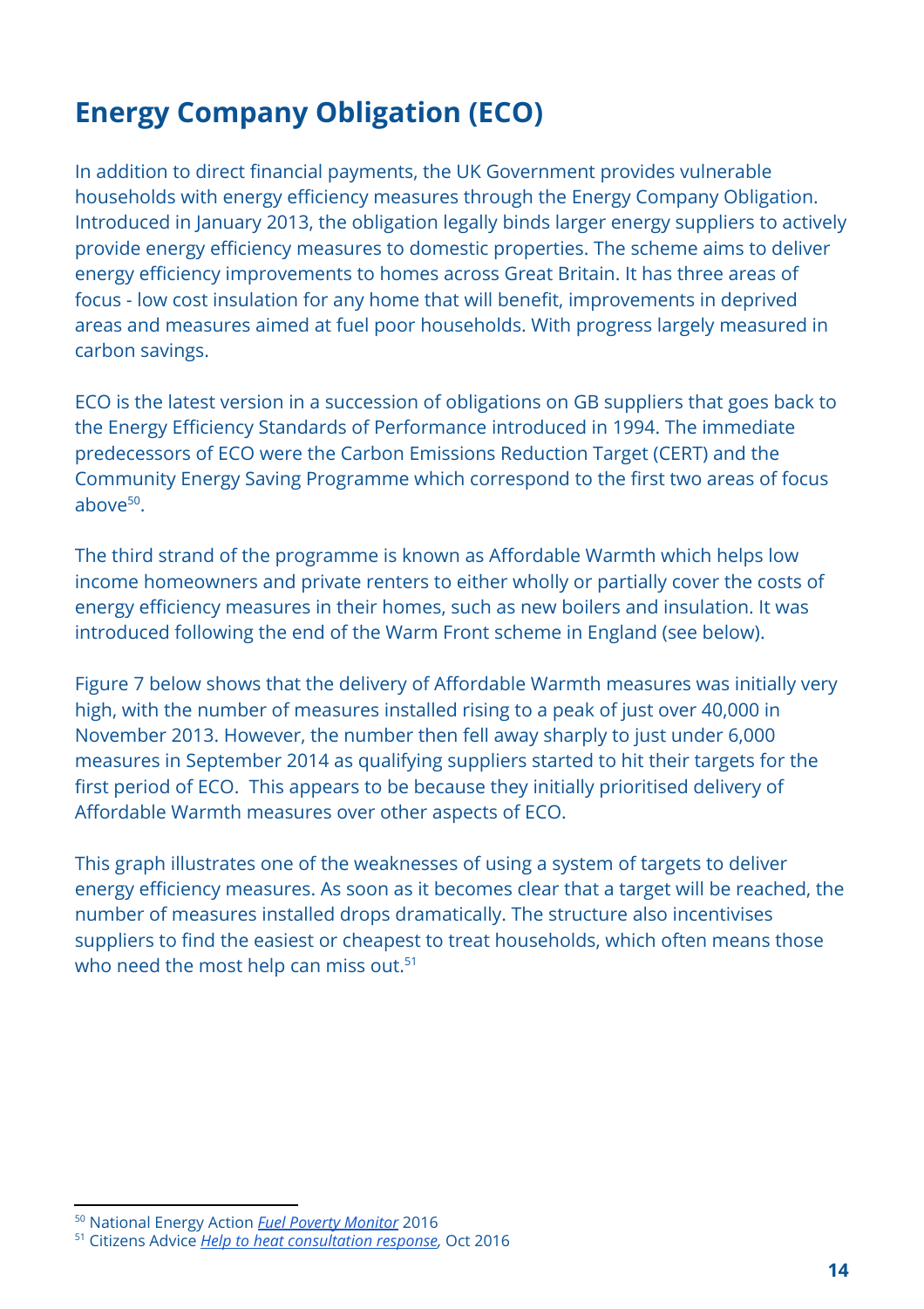## Energy Company Obligation (ECO)

In addition to direct financial payments, the UK Government provides vulnerable households with energy efficiency measures through the Energy Company Obligation. Introduced in January 2013, the obligation legally binds larger energy suppliers to actively provide energy efficiency measures to domestic properties. The scheme aims to deliver energy efficiency improvements to homes across Great Britain. It has three areas of focus - low cost insulation for any home that will benefit, improvements in deprived areas and measures aimed at fuel poor households. With progress largely measured in carbon savings.

ECO is the latest version in a succession of obligations on GB suppliers that goes back to the Energy Efficiency Standards of Performance introduced in 1994. The immediate predecessors of ECO were the Carbon Emissions Reduction Target (CERT) and the Community Energy Saving Programme which correspond to the first two areas of focus above[50].

The third strand of the programme is known as Affordable Warmth which helps low income homeowners and private renters to either wholly or partially cover the costs of energy efficiency measures in their homes, such as new boilers and insulation. It was introduced following the end of the Warm Front scheme in England (see below).

Figure 7 below shows that the delivery of Affordable Warmth measures was initially very high, with the number of measures installed rising to a peak of just over 40,000 in November 2013. However, the number then fell away sharply to just under 6,000 measures in September 2014 as qualifying suppliers started to hit their targets for the first period of ECO. This appears to be because they initially prioritised delivery of Affordable Warmth measures over other aspects of ECO.

This graph illustrates one of the weaknesses of using a system of targets to deliver energy efficiency measures. As soon as it becomes clear that a target will be reached, the number of measures installed drops dramatically. The structure also incentivises suppliers to find the easiest or cheapest to treat households, which often means those who need the most help can miss out.[51]

[50] National Energy Action *Fuel Poverty Monitor* 2016

[51] Citizens Advice *Help to heat consultation response,* Oct 2016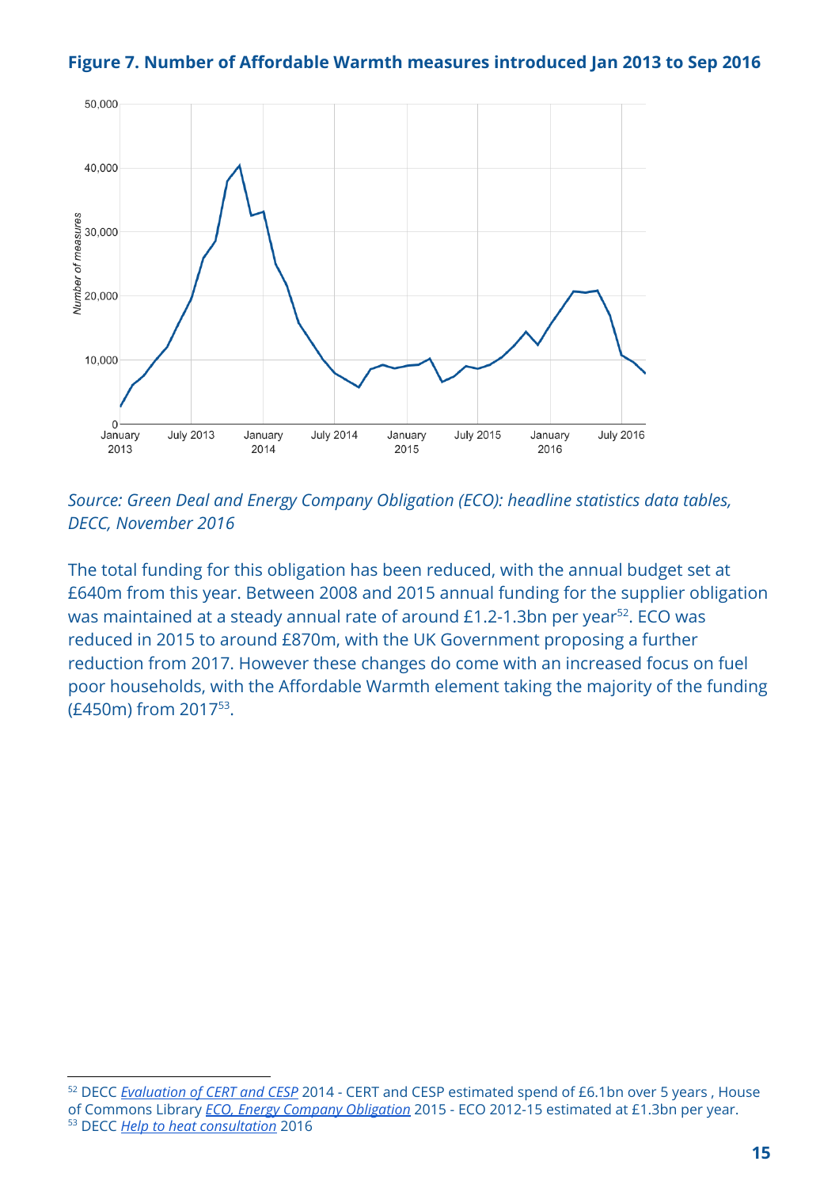**Figure 7. Number of Affordable Warmth measures introduced Jan 2013 to Sep 2016**

*Source: Green Deal and Energy Company Obligation (ECO): headline statistics data tables, DECC, November 2016*

The total funding for this obligation has been reduced, with the annual budget set at £640m from this year. Between 2008 and 2015 annual funding for the supplier obligation was maintained at a steady annual rate of around £1.2-1.3bn per year[52]. ECO was reduced in 2015 to around £870m, with the UK Government proposing a further reduction from 2017. However these changes do come with an increased focus on fuel poor households, with the Affordable Warmth element taking the majority of the funding (£450m) from 2017[53].

---

[52] DECC *Evaluation of CERT and CESP* 2014 - CERT and CESP estimated spend of £6.1bn over 5 years , House of Commons Library *ECO, Energy Company Obligation* 2015 - ECO 2012-15 estimated at £1.3bn per year.

[53] DECC *Help to heat consultation* 2016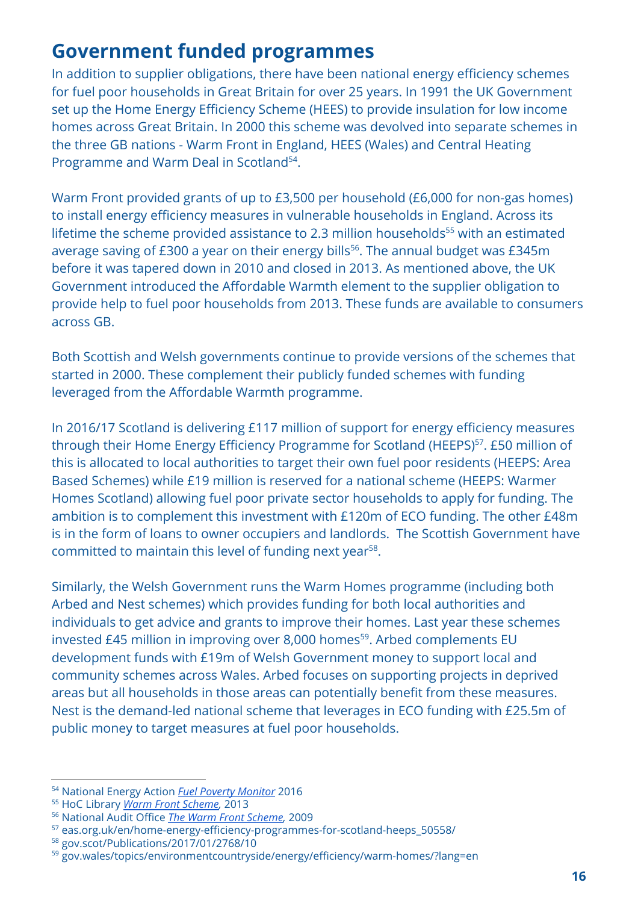## Government funded programmes

In addition to supplier obligations, there have been national energy efficiency schemes for fuel poor households in Great Britain for over 25 years. In 1991 the UK Government set up the Home Energy Efficiency Scheme (HEES) to provide insulation for low income homes across Great Britain. In 2000 this scheme was devolved into separate schemes in the three GB nations - Warm Front in England, HEES (Wales) and Central Heating Programme and Warm Deal in Scotland[54].

Warm Front provided grants of up to £3,500 per household (£6,000 for non-gas homes) to install energy efficiency measures in vulnerable households in England. Across its lifetime the scheme provided assistance to 2.3 million households[55] with an estimated average saving of £300 a year on their energy bills[56]. The annual budget was £345m before it was tapered down in 2010 and closed in 2013. As mentioned above, the UK Government introduced the Affordable Warmth element to the supplier obligation to provide help to fuel poor households from 2013. These funds are available to consumers across GB.

Both Scottish and Welsh governments continue to provide versions of the schemes that started in 2000. These complement their publicly funded schemes with funding leveraged from the Affordable Warmth programme.

In 2016/17 Scotland is delivering £117 million of support for energy efficiency measures through their Home Energy Efficiency Programme for Scotland (HEEPS)[57]. £50 million of this is allocated to local authorities to target their own fuel poor residents (HEEPS: Area Based Schemes) while £19 million is reserved for a national scheme (HEEPS: Warmer Homes Scotland) allowing fuel poor private sector households to apply for funding. The ambition is to complement this investment with £120m of ECO funding. The other £48m is in the form of loans to owner occupiers and landlords. The Scottish Government have committed to maintain this level of funding next year[58].

Similarly, the Welsh Government runs the Warm Homes programme (including both Arbed and Nest schemes) which provides funding for both local authorities and individuals to get advice and grants to improve their homes. Last year these schemes invested £45 million in improving over 8,000 homes[59]. Arbed complements EU development funds with £19m of Welsh Government money to support local and community schemes across Wales. Arbed focuses on supporting projects in deprived areas but all households in those areas can potentially benefit from these measures. Nest is the demand-led national scheme that leverages in ECO funding with £25.5m of public money to target measures at fuel poor households.

---

[54] National Energy Action *Fuel Poverty Monitor* 2016
[55] HoC Library *Warm Front Scheme*, 2013
[56] National Audit Office *The Warm Front Scheme*, 2009
[57] eas.org.uk/en/home-energy-efficiency-programmes-for-scotland-heeps_50558/
[58] gov.scot/Publications/2017/01/2768/10
[59] gov.wales/topics/environmentcountryside/energy/efficiency/warm-homes/?lang=en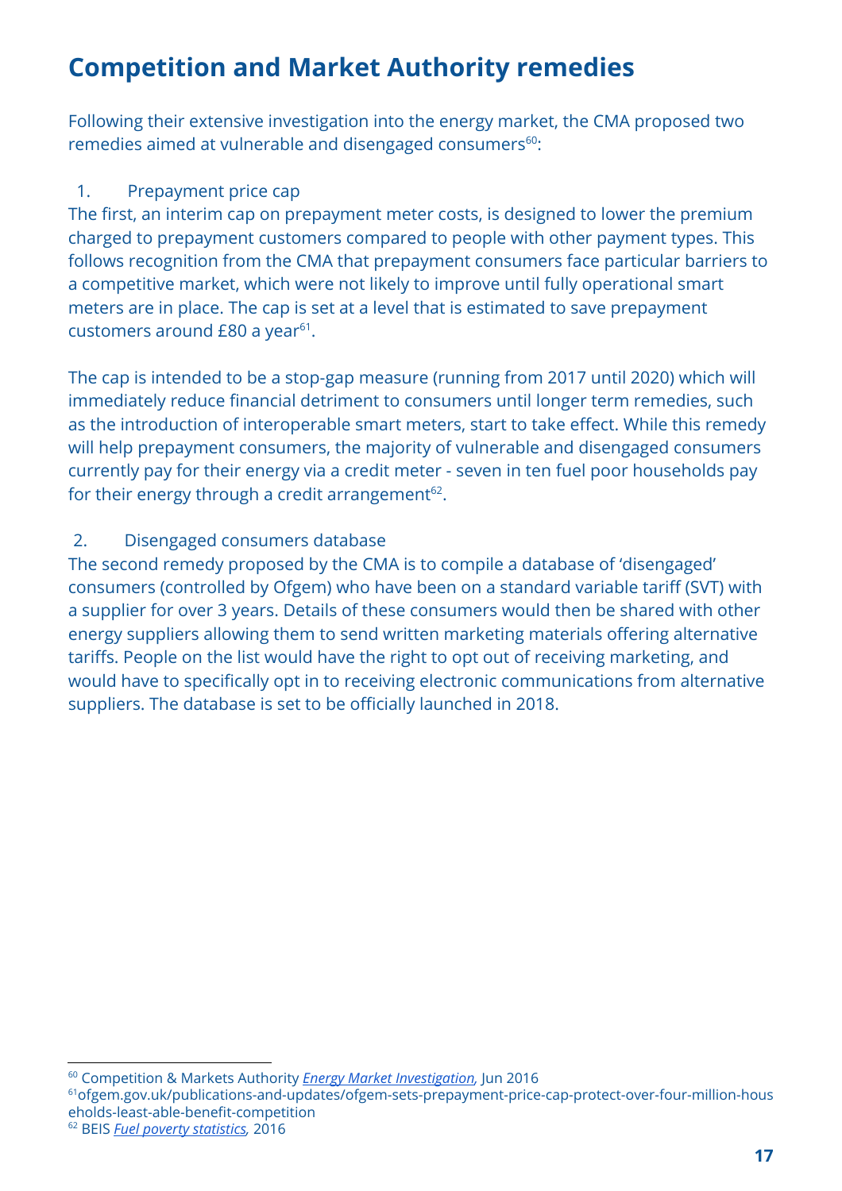## Competition and Market Authority remedies

Following their extensive investigation into the energy market, the CMA proposed two remedies aimed at vulnerable and disengaged consumers[60]:

1. Prepayment price cap

The first, an interim cap on prepayment meter costs, is designed to lower the premium charged to prepayment customers compared to people with other payment types. This follows recognition from the CMA that prepayment consumers face particular barriers to a competitive market, which were not likely to improve until fully operational smart meters are in place. The cap is set at a level that is estimated to save prepayment customers around £80 a year[61].

The cap is intended to be a stop-gap measure (running from 2017 until 2020) which will immediately reduce financial detriment to consumers until longer term remedies, such as the introduction of interoperable smart meters, start to take effect. While this remedy will help prepayment consumers, the majority of vulnerable and disengaged consumers currently pay for their energy via a credit meter - seven in ten fuel poor households pay for their energy through a credit arrangement[62].

2. Disengaged consumers database

The second remedy proposed by the CMA is to compile a database of 'disengaged' consumers (controlled by Ofgem) who have been on a standard variable tariff (SVT) with a supplier for over 3 years. Details of these consumers would then be shared with other energy suppliers allowing them to send written marketing materials offering alternative tariffs. People on the list would have the right to opt out of receiving marketing, and would have to specifically opt in to receiving electronic communications from alternative suppliers. The database is set to be officially launched in 2018.

---

[60] Competition & Markets Authority *Energy Market Investigation*, Jun 2016

[61] ofgem.gov.uk/publications-and-updates/ofgem-sets-prepayment-price-cap-protect-over-four-million-households-least-able-benefit-competition

[62] BEIS *Fuel poverty statistics*, 2016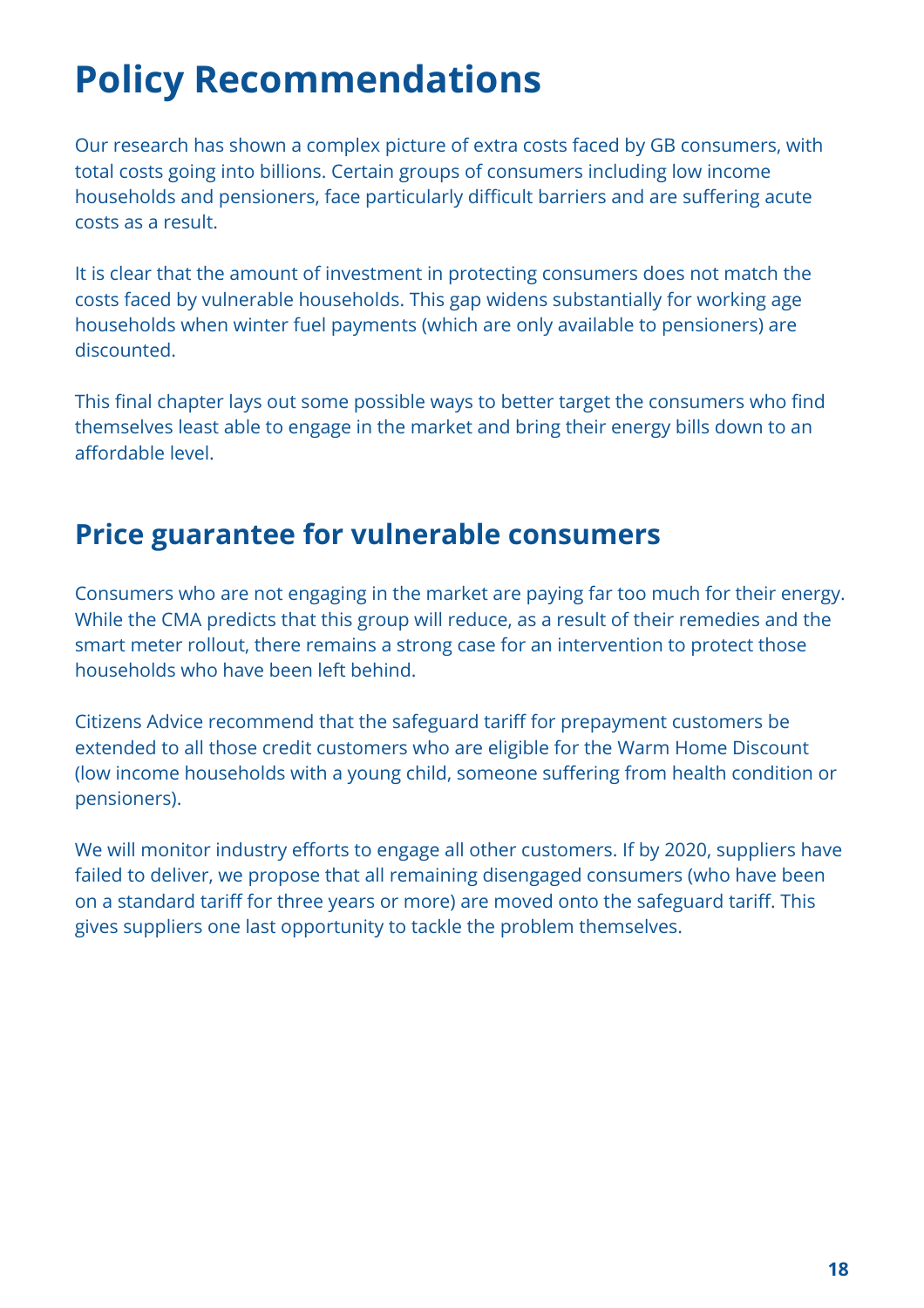# Policy Recommendations

Our research has shown a complex picture of extra costs faced by GB consumers, with total costs going into billions. Certain groups of consumers including low income households and pensioners, face particularly difficult barriers and are suffering acute costs as a result.

It is clear that the amount of investment in protecting consumers does not match the costs faced by vulnerable households. This gap widens substantially for working age households when winter fuel payments (which are only available to pensioners) are discounted.

This final chapter lays out some possible ways to better target the consumers who find themselves least able to engage in the market and bring their energy bills down to an affordable level.

## Price guarantee for vulnerable consumers

Consumers who are not engaging in the market are paying far too much for their energy. While the CMA predicts that this group will reduce, as a result of their remedies and the smart meter rollout, there remains a strong case for an intervention to protect those households who have been left behind.

Citizens Advice recommend that the safeguard tariff for prepayment customers be extended to all those credit customers who are eligible for the Warm Home Discount (low income households with a young child, someone suffering from health condition or pensioners).

We will monitor industry efforts to engage all other customers. If by 2020, suppliers have failed to deliver, we propose that all remaining disengaged consumers (who have been on a standard tariff for three years or more) are moved onto the safeguard tariff. This gives suppliers one last opportunity to tackle the problem themselves.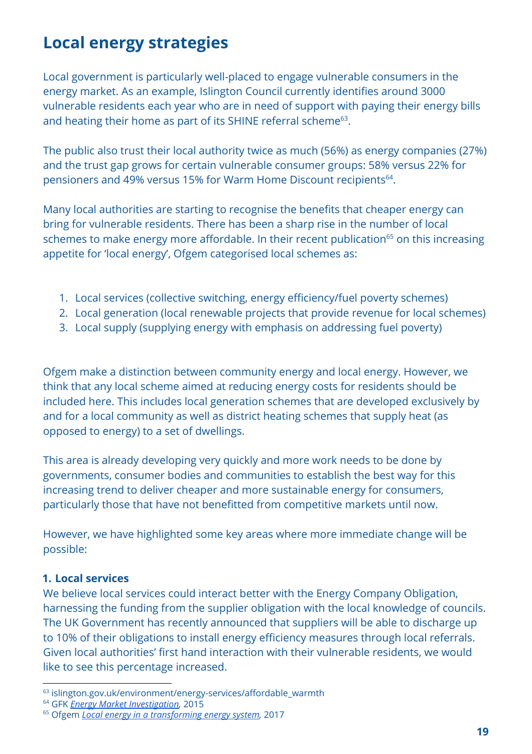## Local energy strategies

Local government is particularly well-placed to engage vulnerable consumers in the energy market. As an example, Islington Council currently identifies around 3000 vulnerable residents each year who are in need of support with paying their energy bills and heating their home as part of its SHINE referral scheme[63].

The public also trust their local authority twice as much (56%) as energy companies (27%) and the trust gap grows for certain vulnerable consumer groups: 58% versus 22% for pensioners and 49% versus 15% for Warm Home Discount recipients[64].

Many local authorities are starting to recognise the benefits that cheaper energy can bring for vulnerable residents. There has been a sharp rise in the number of local schemes to make energy more affordable. In their recent publication[65] on this increasing appetite for 'local energy', Ofgem categorised local schemes as:

1. Local services (collective switching, energy efficiency/fuel poverty schemes)
2. Local generation (local renewable projects that provide revenue for local schemes)
3. Local supply (supplying energy with emphasis on addressing fuel poverty)

Ofgem make a distinction between community energy and local energy. However, we think that any local scheme aimed at reducing energy costs for residents should be included here. This includes local generation schemes that are developed exclusively by and for a local community as well as district heating schemes that supply heat (as opposed to energy) to a set of dwellings.

This area is already developing very quickly and more work needs to be done by governments, consumer bodies and communities to establish the best way for this increasing trend to deliver cheaper and more sustainable energy for consumers, particularly those that have not benefitted from competitive markets until now.

However, we have highlighted some key areas where more immediate change will be possible:

### 1. Local services

We believe local services could interact better with the Energy Company Obligation, harnessing the funding from the supplier obligation with the local knowledge of councils. The UK Government has recently announced that suppliers will be able to discharge up to 10% of their obligations to install energy efficiency measures through local referrals. Given local authorities' first hand interaction with their vulnerable residents, we would like to see this percentage increased.

---

[63] islington.gov.uk/environment/energy-services/affordable_warmth

[64] GFK *Energy Market Investigation*, 2015

[65] Ofgem *Local energy in a transforming energy system*, 2017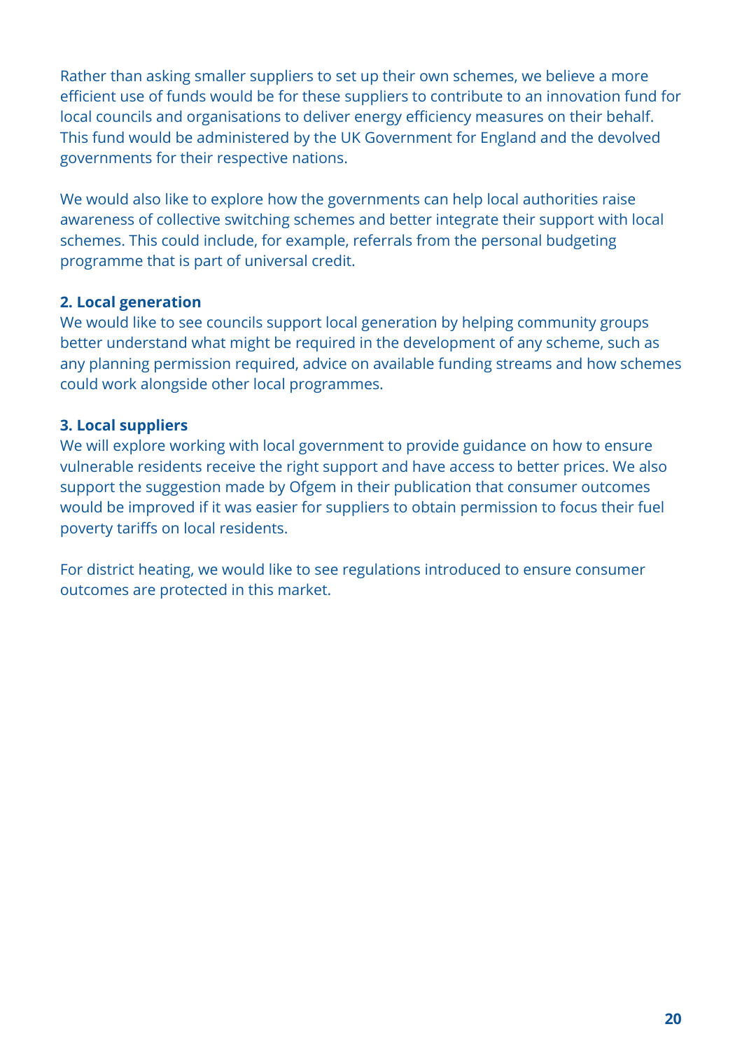Rather than asking smaller suppliers to set up their own schemes, we believe a more efficient use of funds would be for these suppliers to contribute to an innovation fund for local councils and organisations to deliver energy efficiency measures on their behalf. This fund would be administered by the UK Government for England and the devolved governments for their respective nations.

We would also like to explore how the governments can help local authorities raise awareness of collective switching schemes and better integrate their support with local schemes. This could include, for example, referrals from the personal budgeting programme that is part of universal credit.

**2. Local generation**

We would like to see councils support local generation by helping community groups better understand what might be required in the development of any scheme, such as any planning permission required, advice on available funding streams and how schemes could work alongside other local programmes.

**3. Local suppliers**

We will explore working with local government to provide guidance on how to ensure vulnerable residents receive the right support and have access to better prices. We also support the suggestion made by Ofgem in their publication that consumer outcomes would be improved if it was easier for suppliers to obtain permission to focus their fuel poverty tariffs on local residents.

For district heating, we would like to see regulations introduced to ensure consumer outcomes are protected in this market.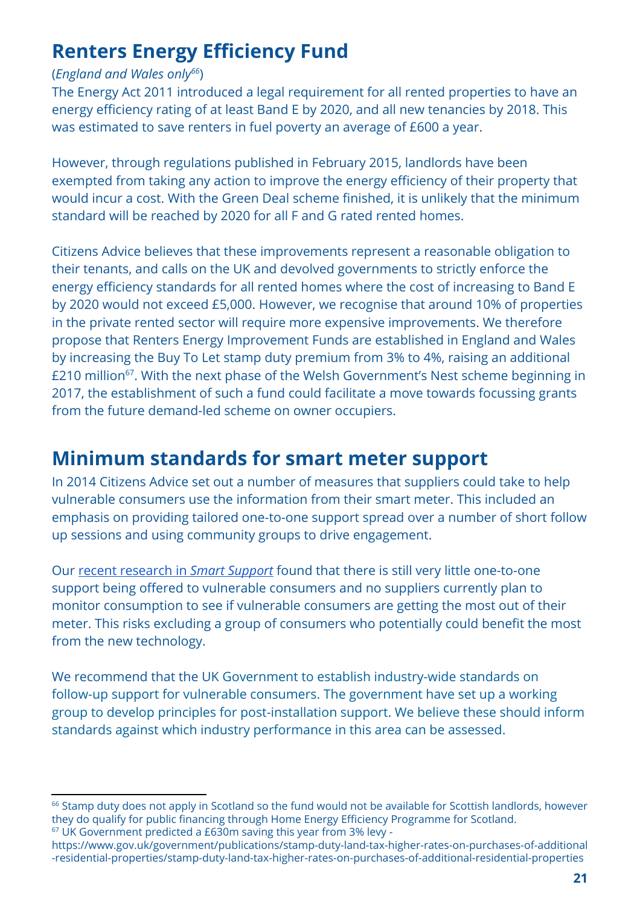## Renters Energy Efficiency Fund

(*England and Wales only*[66])

The Energy Act 2011 introduced a legal requirement for all rented properties to have an energy efficiency rating of at least Band E by 2020, and all new tenancies by 2018. This was estimated to save renters in fuel poverty an average of £600 a year.

However, through regulations published in February 2015, landlords have been exempted from taking any action to improve the energy efficiency of their property that would incur a cost. With the Green Deal scheme finished, it is unlikely that the minimum standard will be reached by 2020 for all F and G rated rented homes.

Citizens Advice believes that these improvements represent a reasonable obligation to their tenants, and calls on the UK and devolved governments to strictly enforce the energy efficiency standards for all rented homes where the cost of increasing to Band E by 2020 would not exceed £5,000. However, we recognise that around 10% of properties in the private rented sector will require more expensive improvements. We therefore propose that Renters Energy Improvement Funds are established in England and Wales by increasing the Buy To Let stamp duty premium from 3% to 4%, raising an additional £210 million[67]. With the next phase of the Welsh Government's Nest scheme beginning in 2017, the establishment of such a fund could facilitate a move towards focussing grants from the future demand-led scheme on owner occupiers.

## Minimum standards for smart meter support

In 2014 Citizens Advice set out a number of measures that suppliers could take to help vulnerable consumers use the information from their smart meter. This included an emphasis on providing tailored one-to-one support spread over a number of short follow up sessions and using community groups to drive engagement.

Our recent research in *Smart Support* found that there is still very little one-to-one support being offered to vulnerable consumers and no suppliers currently plan to monitor consumption to see if vulnerable consumers are getting the most out of their meter. This risks excluding a group of consumers who potentially could benefit the most from the new technology.

We recommend that the UK Government to establish industry-wide standards on follow-up support for vulnerable consumers. The government have set up a working group to develop principles for post-installation support. We believe these should inform standards against which industry performance in this area can be assessed.

---

[66] Stamp duty does not apply in Scotland so the fund would not be available for Scottish landlords, however they do qualify for public financing through Home Energy Efficiency Programme for Scotland.

[67] UK Government predicted a £630m saving this year from 3% levy - https://www.gov.uk/government/publications/stamp-duty-land-tax-higher-rates-on-purchases-of-additional-residential-properties/stamp-duty-land-tax-higher-rates-on-purchases-of-additional-residential-properties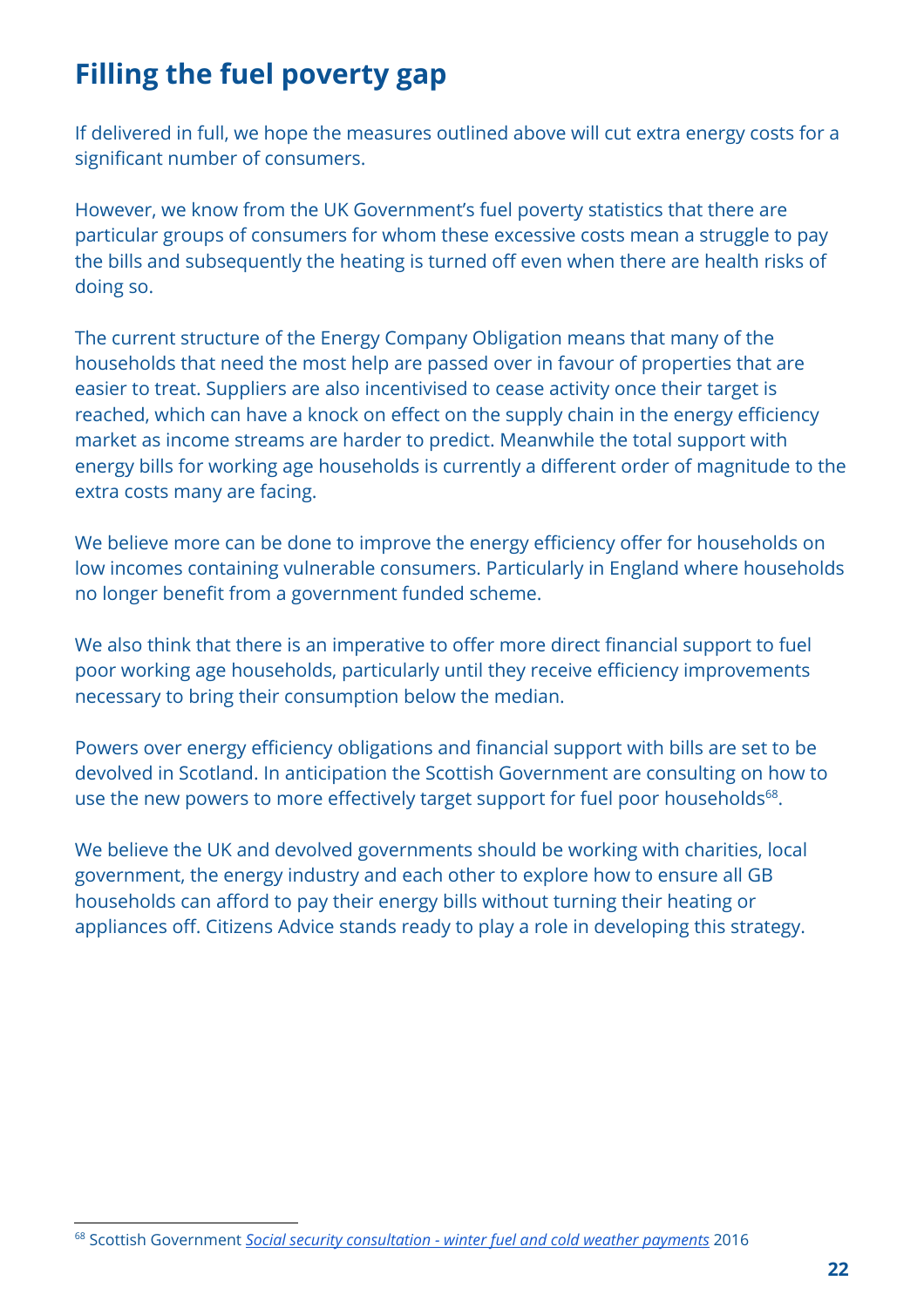## Filling the fuel poverty gap

If delivered in full, we hope the measures outlined above will cut extra energy costs for a significant number of consumers.

However, we know from the UK Government's fuel poverty statistics that there are particular groups of consumers for whom these excessive costs mean a struggle to pay the bills and subsequently the heating is turned off even when there are health risks of doing so.

The current structure of the Energy Company Obligation means that many of the households that need the most help are passed over in favour of properties that are easier to treat. Suppliers are also incentivised to cease activity once their target is reached, which can have a knock on effect on the supply chain in the energy efficiency market as income streams are harder to predict. Meanwhile the total support with energy bills for working age households is currently a different order of magnitude to the extra costs many are facing.

We believe more can be done to improve the energy efficiency offer for households on low incomes containing vulnerable consumers. Particularly in England where households no longer benefit from a government funded scheme.

We also think that there is an imperative to offer more direct financial support to fuel poor working age households, particularly until they receive efficiency improvements necessary to bring their consumption below the median.

Powers over energy efficiency obligations and financial support with bills are set to be devolved in Scotland. In anticipation the Scottish Government are consulting on how to use the new powers to more effectively target support for fuel poor households[68].

We believe the UK and devolved governments should be working with charities, local government, the energy industry and each other to explore how to ensure all GB households can afford to pay their energy bills without turning their heating or appliances off. Citizens Advice stands ready to play a role in developing this strategy.

[68] Scottish Government *Social security consultation - winter fuel and cold weather payments* 2016